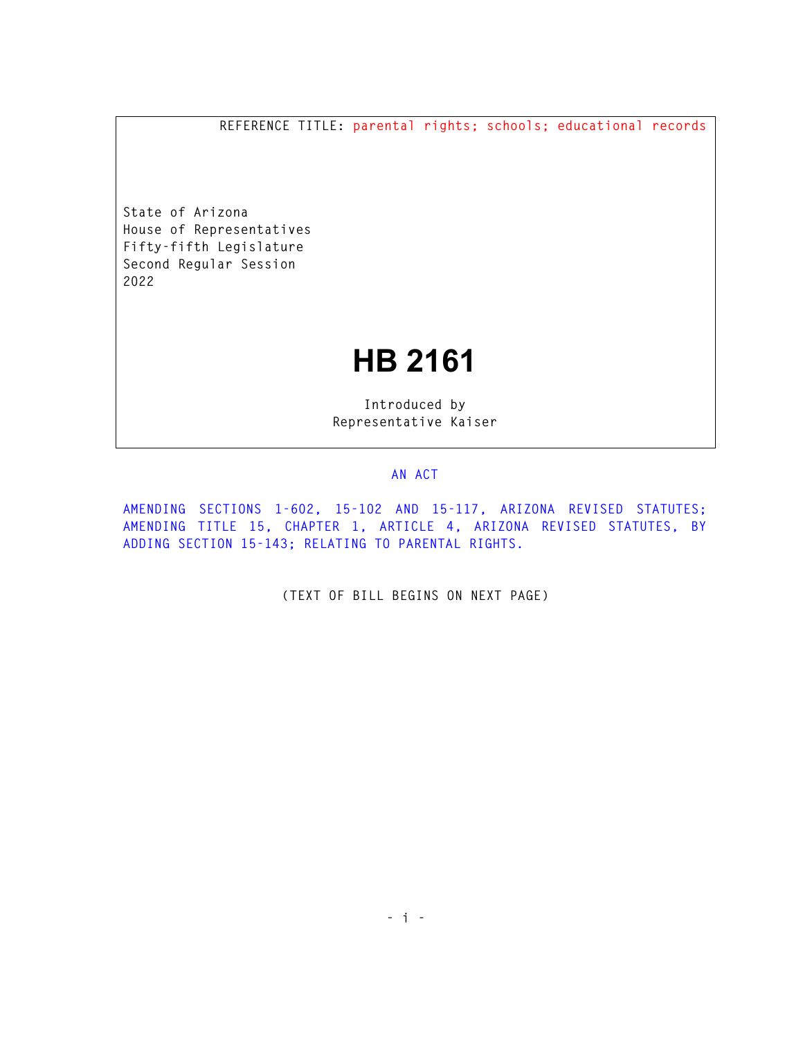REFERENCE TITLE: parental rights; schools; educational records

State of Arizona
House of Representatives
Fifty-fifth Legislature
Second Regular Session
2022

# HB 2161

Introduced by
Representative Kaiser

AN ACT

AMENDING SECTIONS 1-602, 15-102 AND 15-117, ARIZONA REVISED STATUTES; AMENDING TITLE 15, CHAPTER 1, ARTICLE 4, ARIZONA REVISED STATUTES, BY ADDING SECTION 15-143; RELATING TO PARENTAL RIGHTS.

(TEXT OF BILL BEGINS ON NEXT PAGE)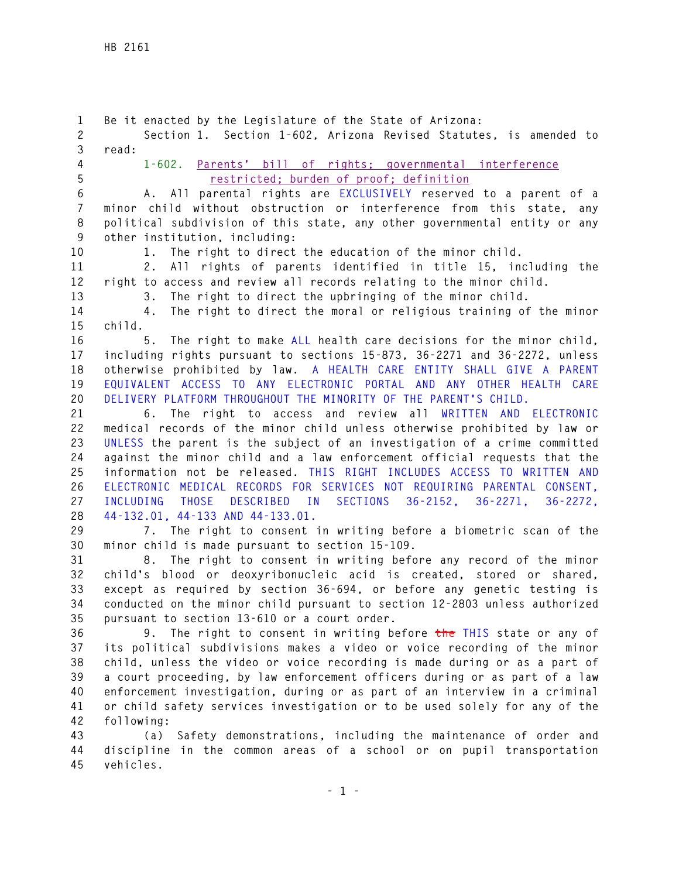Be it enacted by the Legislature of the State of Arizona:

Section 1. Section 1-602, Arizona Revised Statutes, is amended to read:

1-602. Parents' bill of rights; governmental interference restricted; burden of proof; definition

A. All parental rights are EXCLUSIVELY reserved to a parent of a minor child without obstruction or interference from this state, any political subdivision of this state, any other governmental entity or any other institution, including:

1. The right to direct the education of the minor child.

2. All rights of parents identified in title 15, including the right to access and review all records relating to the minor child.

3. The right to direct the upbringing of the minor child.

4. The right to direct the moral or religious training of the minor child.

5. The right to make ALL health care decisions for the minor child, including rights pursuant to sections 15-873, 36-2271 and 36-2272, unless otherwise prohibited by law. A HEALTH CARE ENTITY SHALL GIVE A PARENT EQUIVALENT ACCESS TO ANY ELECTRONIC PORTAL AND ANY OTHER HEALTH CARE DELIVERY PLATFORM THROUGHOUT THE MINORITY OF THE PARENT'S CHILD.

6. The right to access and review all WRITTEN AND ELECTRONIC medical records of the minor child unless otherwise prohibited by law or UNLESS the parent is the subject of an investigation of a crime committed against the minor child and a law enforcement official requests that the information not be released. THIS RIGHT INCLUDES ACCESS TO WRITTEN AND ELECTRONIC MEDICAL RECORDS FOR SERVICES NOT REQUIRING PARENTAL CONSENT, INCLUDING THOSE DESCRIBED IN SECTIONS 36-2152, 36-2271, 36-2272, 44-132.01, 44-133 AND 44-133.01.

7. The right to consent in writing before a biometric scan of the minor child is made pursuant to section 15-109.

8. The right to consent in writing before any record of the minor child's blood or deoxyribonucleic acid is created, stored or shared, except as required by section 36-694, or before any genetic testing is conducted on the minor child pursuant to section 12-2803 unless authorized pursuant to section 13-610 or a court order.

9. The right to consent in writing before ~~the~~ THIS state or any of its political subdivisions makes a video or voice recording of the minor child, unless the video or voice recording is made during or as a part of a court proceeding, by law enforcement officers during or as part of a law enforcement investigation, during or as part of an interview in a criminal or child safety services investigation or to be used solely for any of the following:

(a) Safety demonstrations, including the maintenance of order and discipline in the common areas of a school or on pupil transportation vehicles.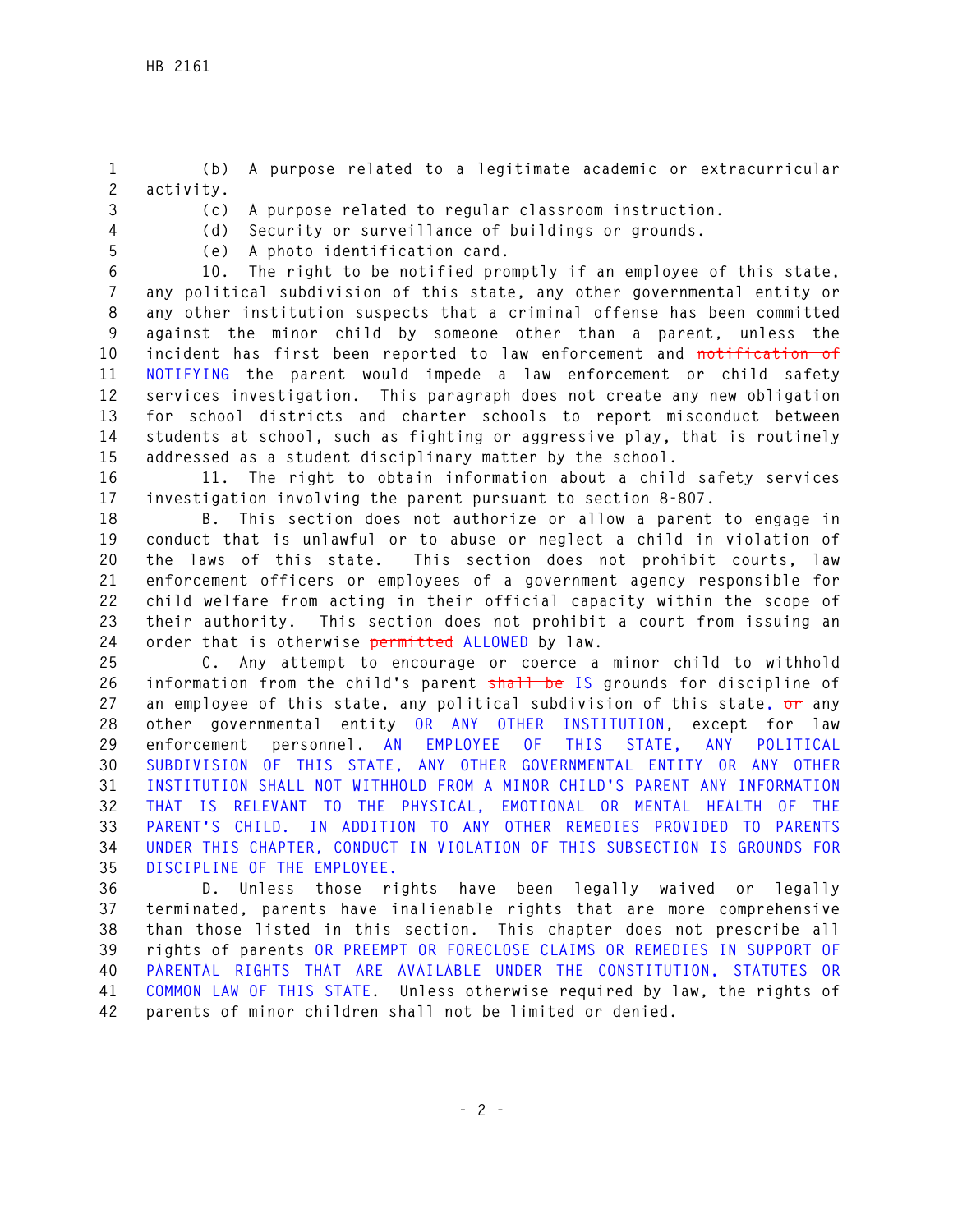(b) A purpose related to a legitimate academic or extracurricular activity.

(c) A purpose related to regular classroom instruction.

(d) Security or surveillance of buildings or grounds.

(e) A photo identification card.

10. The right to be notified promptly if an employee of this state, any political subdivision of this state, any other governmental entity or any other institution suspects that a criminal offense has been committed against the minor child by someone other than a parent, unless the incident has first been reported to law enforcement and ~~notification of~~ NOTIFYING the parent would impede a law enforcement or child safety services investigation. This paragraph does not create any new obligation for school districts and charter schools to report misconduct between students at school, such as fighting or aggressive play, that is routinely addressed as a student disciplinary matter by the school.

11. The right to obtain information about a child safety services investigation involving the parent pursuant to section 8-807.

B. This section does not authorize or allow a parent to engage in conduct that is unlawful or to abuse or neglect a child in violation of the laws of this state. This section does not prohibit courts, law enforcement officers or employees of a government agency responsible for child welfare from acting in their official capacity within the scope of their authority. This section does not prohibit a court from issuing an order that is otherwise ~~permitted~~ ALLOWED by law.

C. Any attempt to encourage or coerce a minor child to withhold information from the child's parent ~~shall be~~ IS grounds for discipline of an employee of this state, any political subdivision of this state, ~~or~~ any other governmental entity OR ANY OTHER INSTITUTION, except for law enforcement personnel. AN EMPLOYEE OF THIS STATE, ANY POLITICAL SUBDIVISION OF THIS STATE, ANY OTHER GOVERNMENTAL ENTITY OR ANY OTHER INSTITUTION SHALL NOT WITHHOLD FROM A MINOR CHILD'S PARENT ANY INFORMATION THAT IS RELEVANT TO THE PHYSICAL, EMOTIONAL OR MENTAL HEALTH OF THE PARENT'S CHILD. IN ADDITION TO ANY OTHER REMEDIES PROVIDED TO PARENTS UNDER THIS CHAPTER, CONDUCT IN VIOLATION OF THIS SUBSECTION IS GROUNDS FOR DISCIPLINE OF THE EMPLOYEE.

D. Unless those rights have been legally waived or legally terminated, parents have inalienable rights that are more comprehensive than those listed in this section. This chapter does not prescribe all rights of parents OR PREEMPT OR FORECLOSE CLAIMS OR REMEDIES IN SUPPORT OF PARENTAL RIGHTS THAT ARE AVAILABLE UNDER THE CONSTITUTION, STATUTES OR COMMON LAW OF THIS STATE. Unless otherwise required by law, the rights of parents of minor children shall not be limited or denied.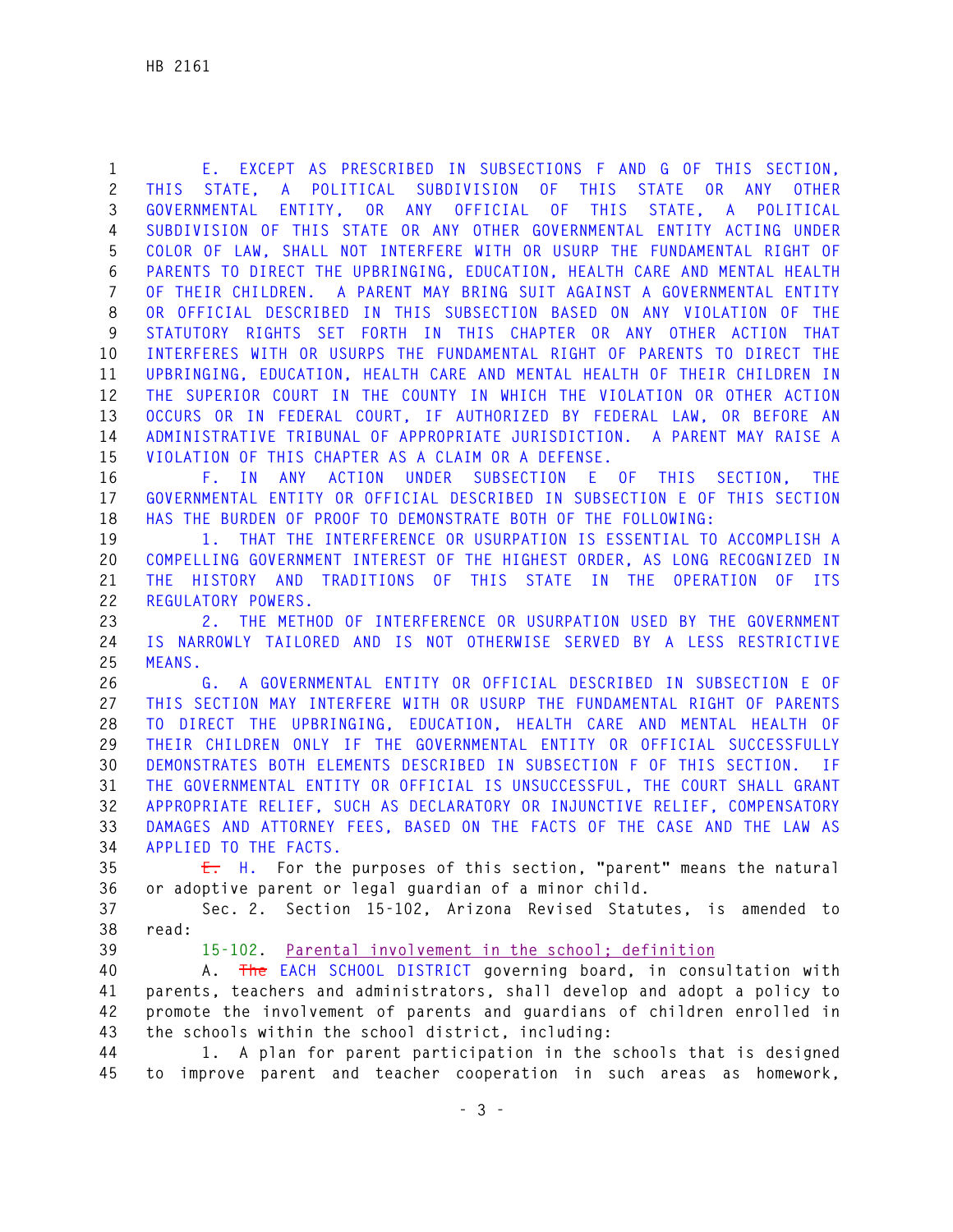E. EXCEPT AS PRESCRIBED IN SUBSECTIONS F AND G OF THIS SECTION, THIS STATE, A POLITICAL SUBDIVISION OF THIS STATE OR ANY OTHER GOVERNMENTAL ENTITY, OR ANY OFFICIAL OF THIS STATE, A POLITICAL SUBDIVISION OF THIS STATE OR ANY OTHER GOVERNMENTAL ENTITY ACTING UNDER COLOR OF LAW, SHALL NOT INTERFERE WITH OR USURP THE FUNDAMENTAL RIGHT OF PARENTS TO DIRECT THE UPBRINGING, EDUCATION, HEALTH CARE AND MENTAL HEALTH OF THEIR CHILDREN. A PARENT MAY BRING SUIT AGAINST A GOVERNMENTAL ENTITY OR OFFICIAL DESCRIBED IN THIS SUBSECTION BASED ON ANY VIOLATION OF THE STATUTORY RIGHTS SET FORTH IN THIS CHAPTER OR ANY OTHER ACTION THAT INTERFERES WITH OR USURPS THE FUNDAMENTAL RIGHT OF PARENTS TO DIRECT THE UPBRINGING, EDUCATION, HEALTH CARE AND MENTAL HEALTH OF THEIR CHILDREN IN THE SUPERIOR COURT IN THE COUNTY IN WHICH THE VIOLATION OR OTHER ACTION OCCURS OR IN FEDERAL COURT, IF AUTHORIZED BY FEDERAL LAW, OR BEFORE AN ADMINISTRATIVE TRIBUNAL OF APPROPRIATE JURISDICTION. A PARENT MAY RAISE A VIOLATION OF THIS CHAPTER AS A CLAIM OR A DEFENSE.

F. IN ANY ACTION UNDER SUBSECTION E OF THIS SECTION, THE GOVERNMENTAL ENTITY OR OFFICIAL DESCRIBED IN SUBSECTION E OF THIS SECTION HAS THE BURDEN OF PROOF TO DEMONSTRATE BOTH OF THE FOLLOWING:

1. THAT THE INTERFERENCE OR USURPATION IS ESSENTIAL TO ACCOMPLISH A COMPELLING GOVERNMENT INTEREST OF THE HIGHEST ORDER, AS LONG RECOGNIZED IN THE HISTORY AND TRADITIONS OF THIS STATE IN THE OPERATION OF ITS REGULATORY POWERS.

2. THE METHOD OF INTERFERENCE OR USURPATION USED BY THE GOVERNMENT IS NARROWLY TAILORED AND IS NOT OTHERWISE SERVED BY A LESS RESTRICTIVE MEANS.

G. A GOVERNMENTAL ENTITY OR OFFICIAL DESCRIBED IN SUBSECTION E OF THIS SECTION MAY INTERFERE WITH OR USURP THE FUNDAMENTAL RIGHT OF PARENTS TO DIRECT THE UPBRINGING, EDUCATION, HEALTH CARE AND MENTAL HEALTH OF THEIR CHILDREN ONLY IF THE GOVERNMENTAL ENTITY OR OFFICIAL SUCCESSFULLY DEMONSTRATES BOTH ELEMENTS DESCRIBED IN SUBSECTION F OF THIS SECTION. IF THE GOVERNMENTAL ENTITY OR OFFICIAL IS UNSUCCESSFUL, THE COURT SHALL GRANT APPROPRIATE RELIEF, SUCH AS DECLARATORY OR INJUNCTIVE RELIEF, COMPENSATORY DAMAGES AND ATTORNEY FEES, BASED ON THE FACTS OF THE CASE AND THE LAW AS APPLIED TO THE FACTS.

~~E.~~ H. For the purposes of this section, "parent" means the natural or adoptive parent or legal guardian of a minor child.

Sec. 2. Section 15-102, Arizona Revised Statutes, is amended to read:

15-102. Parental involvement in the school; definition

A. ~~The~~ EACH SCHOOL DISTRICT governing board, in consultation with parents, teachers and administrators, shall develop and adopt a policy to promote the involvement of parents and guardians of children enrolled in the schools within the school district, including:

1. A plan for parent participation in the schools that is designed to improve parent and teacher cooperation in such areas as homework,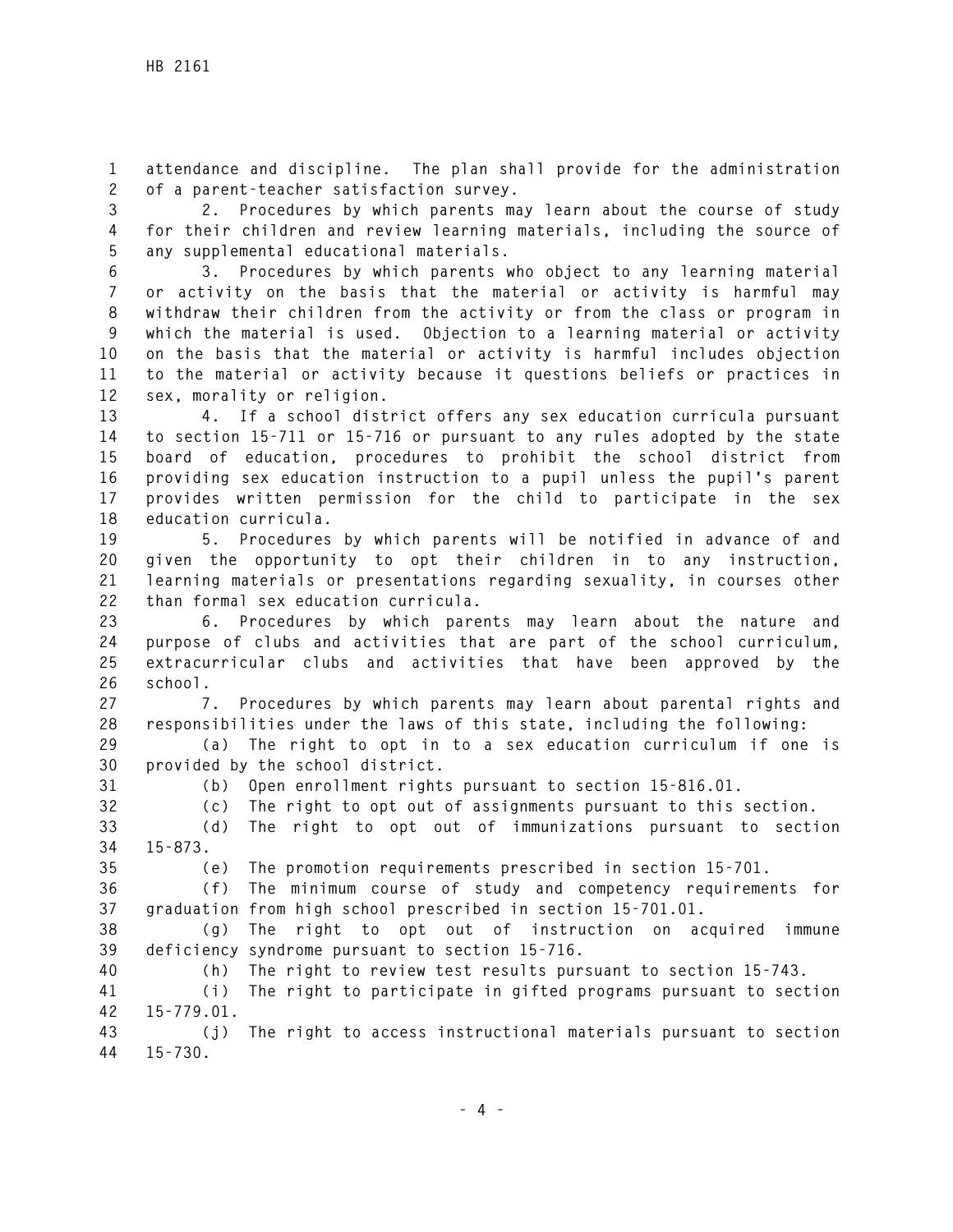attendance and discipline. The plan shall provide for the administration of a parent-teacher satisfaction survey.

2. Procedures by which parents may learn about the course of study for their children and review learning materials, including the source of any supplemental educational materials.

3. Procedures by which parents who object to any learning material or activity on the basis that the material or activity is harmful may withdraw their children from the activity or from the class or program in which the material is used. Objection to a learning material or activity on the basis that the material or activity is harmful includes objection to the material or activity because it questions beliefs or practices in sex, morality or religion.

4. If a school district offers any sex education curricula pursuant to section 15-711 or 15-716 or pursuant to any rules adopted by the state board of education, procedures to prohibit the school district from providing sex education instruction to a pupil unless the pupil's parent provides written permission for the child to participate in the sex education curricula.

5. Procedures by which parents will be notified in advance of and given the opportunity to opt their children in to any instruction, learning materials or presentations regarding sexuality, in courses other than formal sex education curricula.

6. Procedures by which parents may learn about the nature and purpose of clubs and activities that are part of the school curriculum, extracurricular clubs and activities that have been approved by the school.

7. Procedures by which parents may learn about parental rights and responsibilities under the laws of this state, including the following:

(a) The right to opt in to a sex education curriculum if one is provided by the school district.

(b) Open enrollment rights pursuant to section 15-816.01.

(c) The right to opt out of assignments pursuant to this section.

(d) The right to opt out of immunizations pursuant to section 15-873.

(e) The promotion requirements prescribed in section 15-701.

(f) The minimum course of study and competency requirements for graduation from high school prescribed in section 15-701.01.

(g) The right to opt out of instruction on acquired immune deficiency syndrome pursuant to section 15-716.

(h) The right to review test results pursuant to section 15-743.

(i) The right to participate in gifted programs pursuant to section 15-779.01.

(j) The right to access instructional materials pursuant to section 15-730.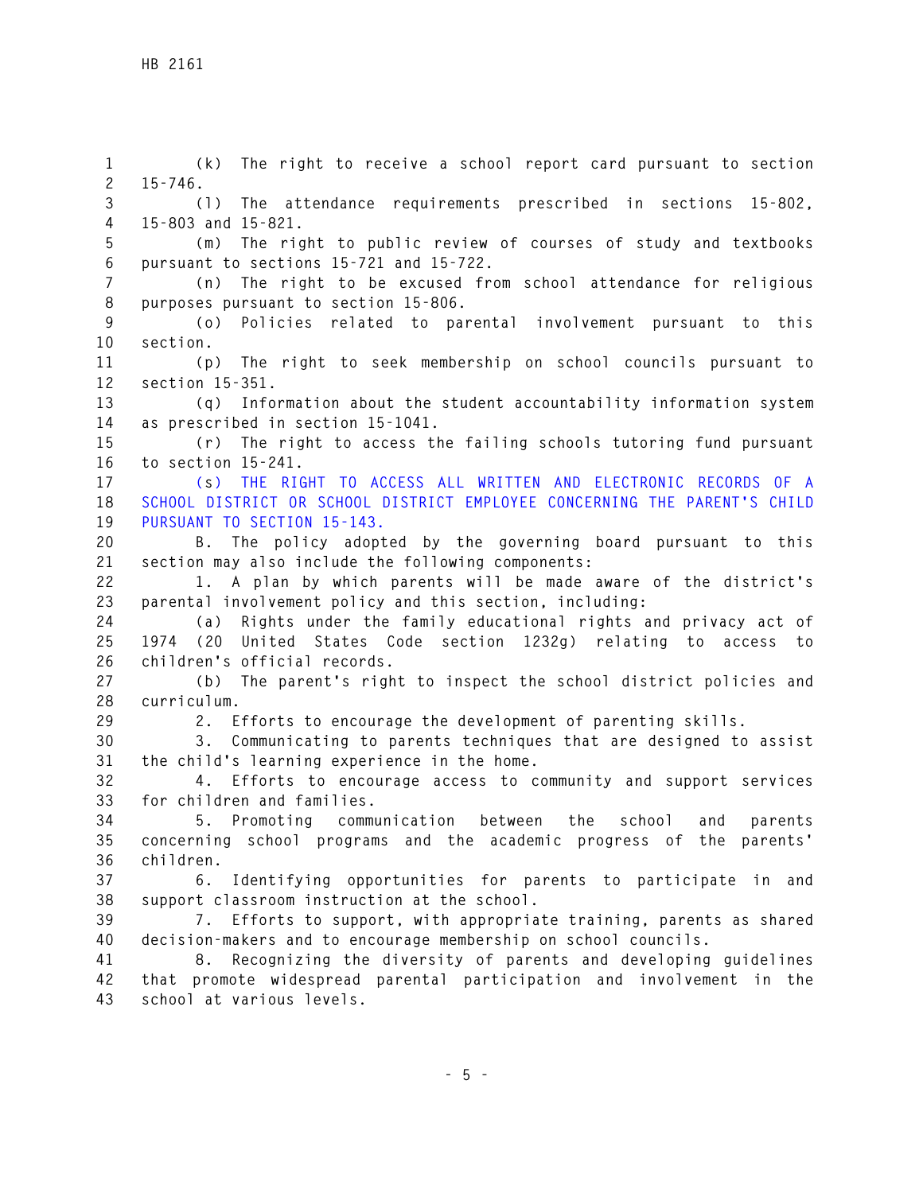(k) The right to receive a school report card pursuant to section 15-746.

(l) The attendance requirements prescribed in sections 15-802, 15-803 and 15-821.

(m) The right to public review of courses of study and textbooks pursuant to sections 15-721 and 15-722.

(n) The right to be excused from school attendance for religious purposes pursuant to section 15-806.

(o) Policies related to parental involvement pursuant to this section.

(p) The right to seek membership on school councils pursuant to section 15-351.

(q) Information about the student accountability information system as prescribed in section 15-1041.

(r) The right to access the failing schools tutoring fund pursuant to section 15-241.

(s) THE RIGHT TO ACCESS ALL WRITTEN AND ELECTRONIC RECORDS OF A SCHOOL DISTRICT OR SCHOOL DISTRICT EMPLOYEE CONCERNING THE PARENT'S CHILD PURSUANT TO SECTION 15-143.

B. The policy adopted by the governing board pursuant to this section may also include the following components:

1. A plan by which parents will be made aware of the district's parental involvement policy and this section, including:

(a) Rights under the family educational rights and privacy act of 1974 (20 United States Code section 1232g) relating to access to children's official records.

(b) The parent's right to inspect the school district policies and curriculum.

2. Efforts to encourage the development of parenting skills.

3. Communicating to parents techniques that are designed to assist the child's learning experience in the home.

4. Efforts to encourage access to community and support services for children and families.

5. Promoting communication between the school and parents concerning school programs and the academic progress of the parents' children.

6. Identifying opportunities for parents to participate in and support classroom instruction at the school.

7. Efforts to support, with appropriate training, parents as shared decision-makers and to encourage membership on school councils.

8. Recognizing the diversity of parents and developing guidelines that promote widespread parental participation and involvement in the school at various levels.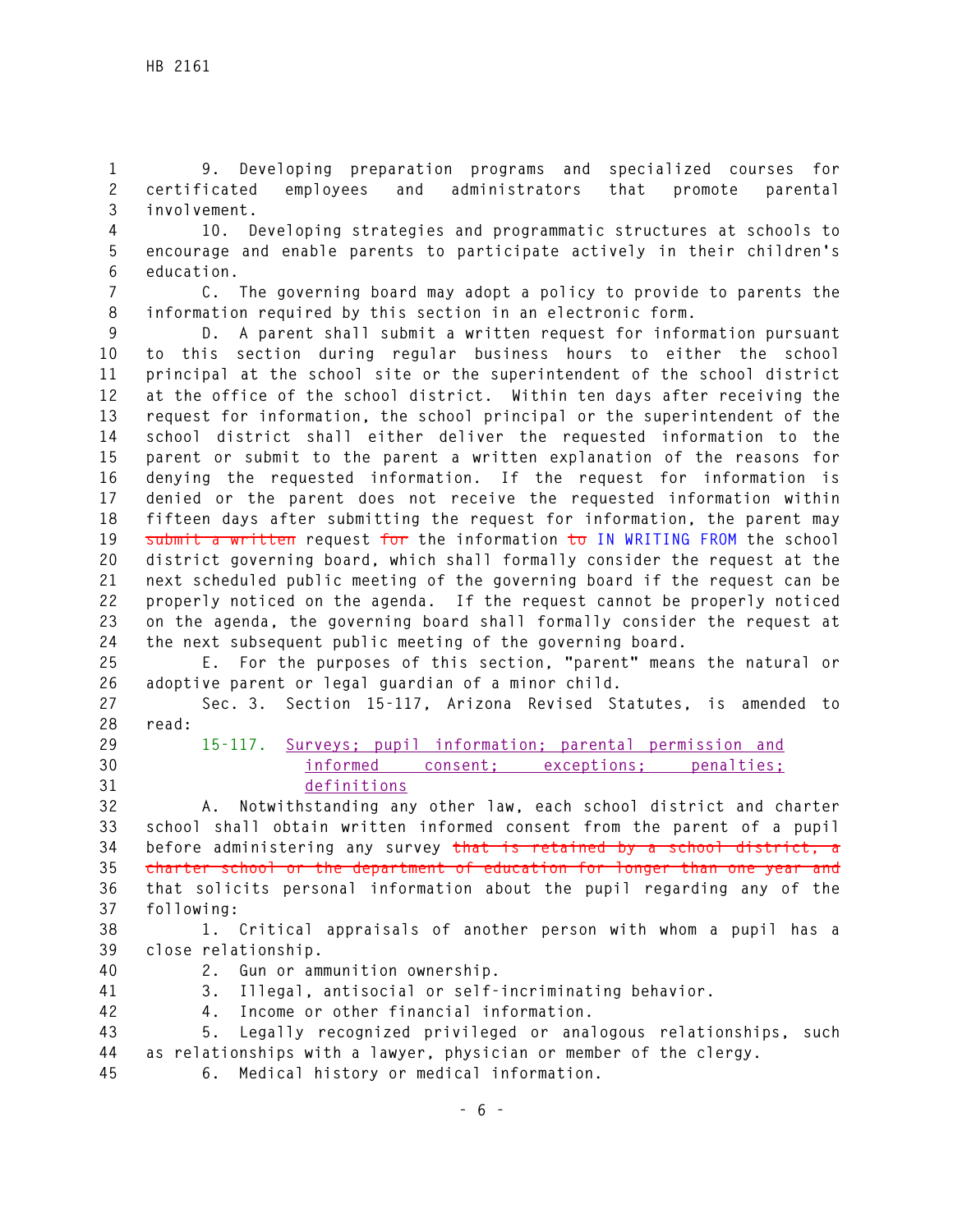9. Developing preparation programs and specialized courses for certificated employees and administrators that promote parental involvement.

10. Developing strategies and programmatic structures at schools to encourage and enable parents to participate actively in their children's education.

C. The governing board may adopt a policy to provide to parents the information required by this section in an electronic form.

D. A parent shall submit a written request for information pursuant to this section during regular business hours to either the school principal at the school site or the superintendent of the school district at the office of the school district. Within ten days after receiving the request for information, the school principal or the superintendent of the school district shall either deliver the requested information to the parent or submit to the parent a written explanation of the reasons for denying the requested information. If the request for information is denied or the parent does not receive the requested information within fifteen days after submitting the request for information, the parent may ~~submit a written~~ request ~~for~~ the information ~~to~~ IN WRITING FROM the school district governing board, which shall formally consider the request at the next scheduled public meeting of the governing board if the request can be properly noticed on the agenda. If the request cannot be properly noticed on the agenda, the governing board shall formally consider the request at the next subsequent public meeting of the governing board.

E. For the purposes of this section, "parent" means the natural or adoptive parent or legal guardian of a minor child.

Sec. 3. Section 15-117, Arizona Revised Statutes, is amended to read:

15-117. Surveys; pupil information; parental permission and informed consent; exceptions; penalties; definitions

A. Notwithstanding any other law, each school district and charter school shall obtain written informed consent from the parent of a pupil before administering any survey ~~that is retained by a school district, a charter school or the department of education for longer than one year and~~ that solicits personal information about the pupil regarding any of the following:

1. Critical appraisals of another person with whom a pupil has a close relationship.

2. Gun or ammunition ownership.

3. Illegal, antisocial or self-incriminating behavior.

4. Income or other financial information.

5. Legally recognized privileged or analogous relationships, such as relationships with a lawyer, physician or member of the clergy.

6. Medical history or medical information.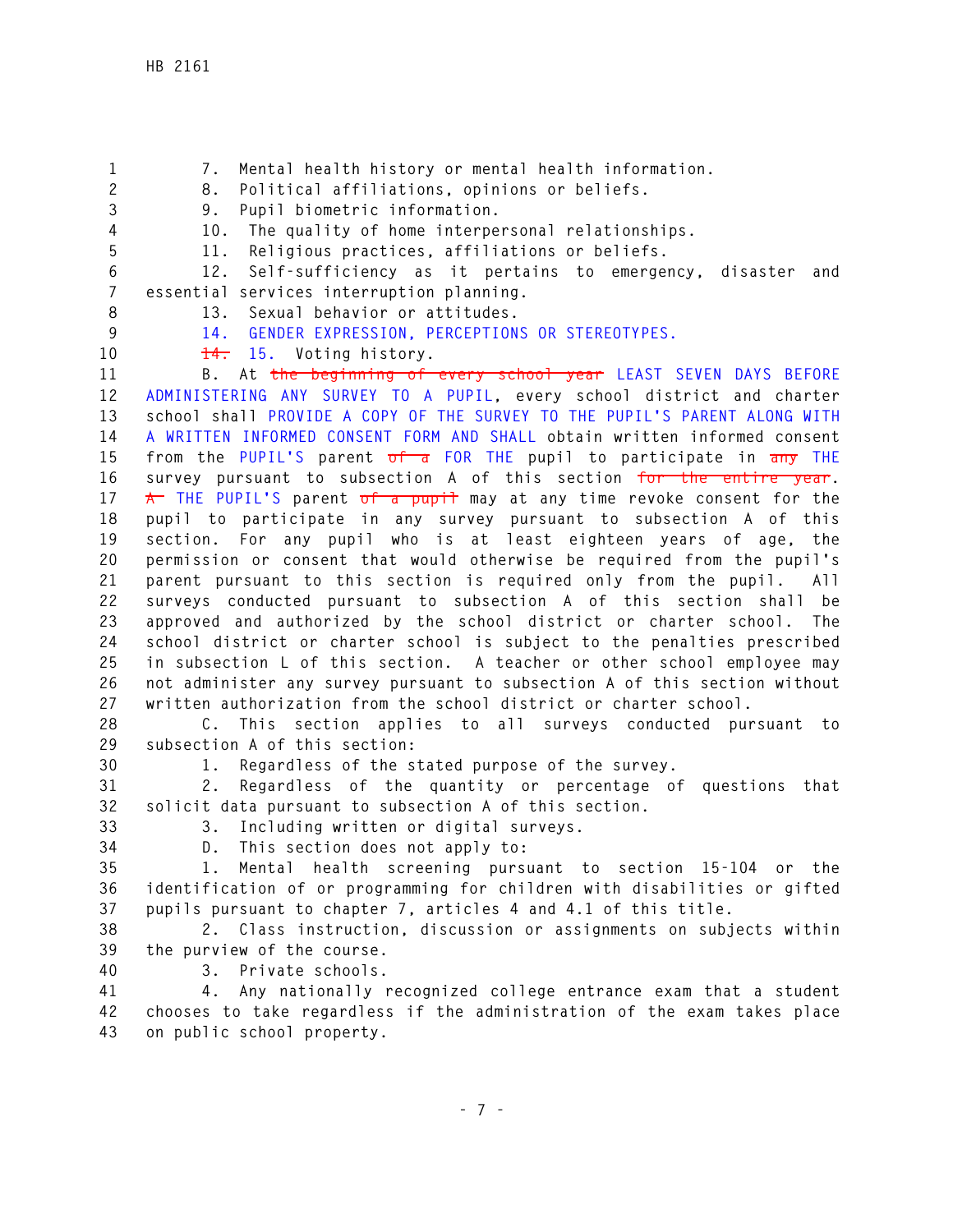7. Mental health history or mental health information.

8. Political affiliations, opinions or beliefs.

9. Pupil biometric information.

10. The quality of home interpersonal relationships.

11. Religious practices, affiliations or beliefs.

12. Self-sufficiency as it pertains to emergency, disaster and essential services interruption planning.

13. Sexual behavior or attitudes.

14. GENDER EXPRESSION, PERCEPTIONS OR STEREOTYPES.

~~14.~~ 15. Voting history.

B. At ~~the beginning of every school year~~ LEAST SEVEN DAYS BEFORE ADMINISTERING ANY SURVEY TO A PUPIL, every school district and charter school shall PROVIDE A COPY OF THE SURVEY TO THE PUPIL'S PARENT ALONG WITH A WRITTEN INFORMED CONSENT FORM AND SHALL obtain written informed consent from the PUPIL'S parent ~~of a~~ FOR THE pupil to participate in ~~any~~ THE survey pursuant to subsection A of this section ~~for the entire year~~. ~~A~~ THE PUPIL'S parent ~~of a pupil~~ may at any time revoke consent for the pupil to participate in any survey pursuant to subsection A of this section. For any pupil who is at least eighteen years of age, the permission or consent that would otherwise be required from the pupil's parent pursuant to this section is required only from the pupil. All surveys conducted pursuant to subsection A of this section shall be approved and authorized by the school district or charter school. The school district or charter school is subject to the penalties prescribed in subsection L of this section. A teacher or other school employee may not administer any survey pursuant to subsection A of this section without written authorization from the school district or charter school.

C. This section applies to all surveys conducted pursuant to subsection A of this section:

1. Regardless of the stated purpose of the survey.

2. Regardless of the quantity or percentage of questions that solicit data pursuant to subsection A of this section.

3. Including written or digital surveys.

D. This section does not apply to:

1. Mental health screening pursuant to section 15-104 or the identification of or programming for children with disabilities or gifted pupils pursuant to chapter 7, articles 4 and 4.1 of this title.

2. Class instruction, discussion or assignments on subjects within the purview of the course.

3. Private schools.

4. Any nationally recognized college entrance exam that a student chooses to take regardless if the administration of the exam takes place on public school property.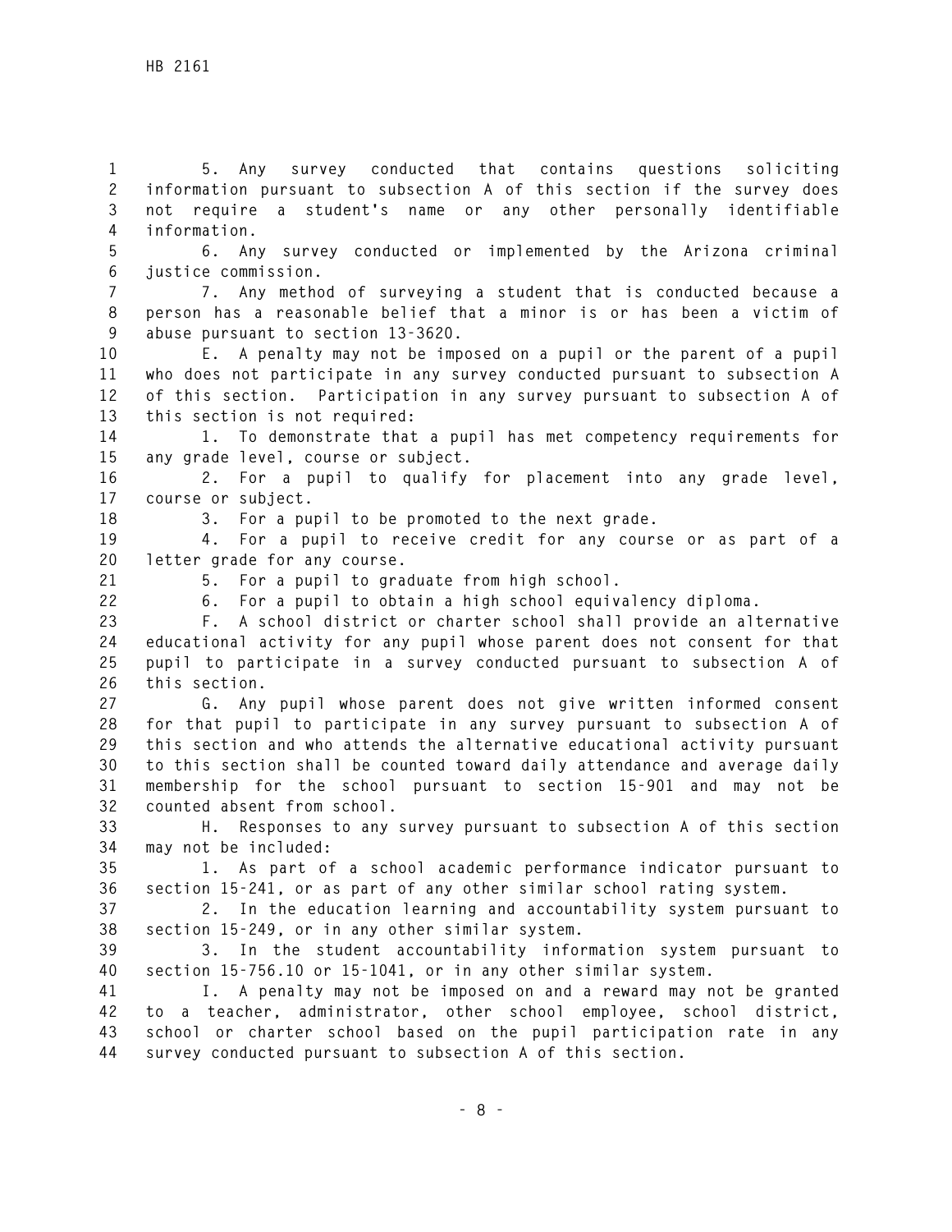5. Any survey conducted that contains questions soliciting information pursuant to subsection A of this section if the survey does not require a student's name or any other personally identifiable information.

6. Any survey conducted or implemented by the Arizona criminal justice commission.

7. Any method of surveying a student that is conducted because a person has a reasonable belief that a minor is or has been a victim of abuse pursuant to section 13-3620.

E. A penalty may not be imposed on a pupil or the parent of a pupil who does not participate in any survey conducted pursuant to subsection A of this section. Participation in any survey pursuant to subsection A of this section is not required:

1. To demonstrate that a pupil has met competency requirements for any grade level, course or subject.

2. For a pupil to qualify for placement into any grade level, course or subject.

3. For a pupil to be promoted to the next grade.

4. For a pupil to receive credit for any course or as part of a letter grade for any course.

5. For a pupil to graduate from high school.

6. For a pupil to obtain a high school equivalency diploma.

F. A school district or charter school shall provide an alternative educational activity for any pupil whose parent does not consent for that pupil to participate in a survey conducted pursuant to subsection A of this section.

G. Any pupil whose parent does not give written informed consent for that pupil to participate in any survey pursuant to subsection A of this section and who attends the alternative educational activity pursuant to this section shall be counted toward daily attendance and average daily membership for the school pursuant to section 15-901 and may not be counted absent from school.

H. Responses to any survey pursuant to subsection A of this section may not be included:

1. As part of a school academic performance indicator pursuant to section 15-241, or as part of any other similar school rating system.

2. In the education learning and accountability system pursuant to section 15-249, or in any other similar system.

3. In the student accountability information system pursuant to section 15-756.10 or 15-1041, or in any other similar system.

I. A penalty may not be imposed on and a reward may not be granted to a teacher, administrator, other school employee, school district, school or charter school based on the pupil participation rate in any survey conducted pursuant to subsection A of this section.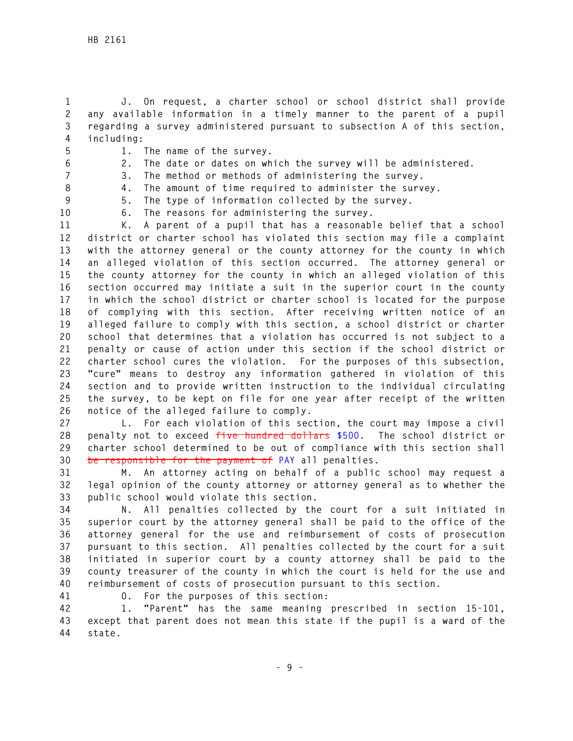J. On request, a charter school or school district shall provide any available information in a timely manner to the parent of a pupil regarding a survey administered pursuant to subsection A of this section, including:

1. The name of the survey.
2. The date or dates on which the survey will be administered.
3. The method or methods of administering the survey.
4. The amount of time required to administer the survey.
5. The type of information collected by the survey.
6. The reasons for administering the survey.

K. A parent of a pupil that has a reasonable belief that a school district or charter school has violated this section may file a complaint with the attorney general or the county attorney for the county in which an alleged violation of this section occurred. The attorney general or the county attorney for the county in which an alleged violation of this section occurred may initiate a suit in the superior court in the county in which the school district or charter school is located for the purpose of complying with this section. After receiving written notice of an alleged failure to comply with this section, a school district or charter school that determines that a violation has occurred is not subject to a penalty or cause of action under this section if the school district or charter school cures the violation. For the purposes of this subsection, "cure" means to destroy any information gathered in violation of this section and to provide written instruction to the individual circulating the survey, to be kept on file for one year after receipt of the written notice of the alleged failure to comply.

L. For each violation of this section, the court may impose a civil penalty not to exceed ~~five hundred dollars~~ $500. The school district or charter school determined to be out of compliance with this section shall ~~be responsible for the payment of~~ PAY all penalties.

M. An attorney acting on behalf of a public school may request a legal opinion of the county attorney or attorney general as to whether the public school would violate this section.

N. All penalties collected by the court for a suit initiated in superior court by the attorney general shall be paid to the office of the attorney general for the use and reimbursement of costs of prosecution pursuant to this section. All penalties collected by the court for a suit initiated in superior court by a county attorney shall be paid to the county treasurer of the county in which the court is held for the use and reimbursement of costs of prosecution pursuant to this section.

O. For the purposes of this section:

1. "Parent" has the same meaning prescribed in section 15-101, except that parent does not mean this state if the pupil is a ward of the state.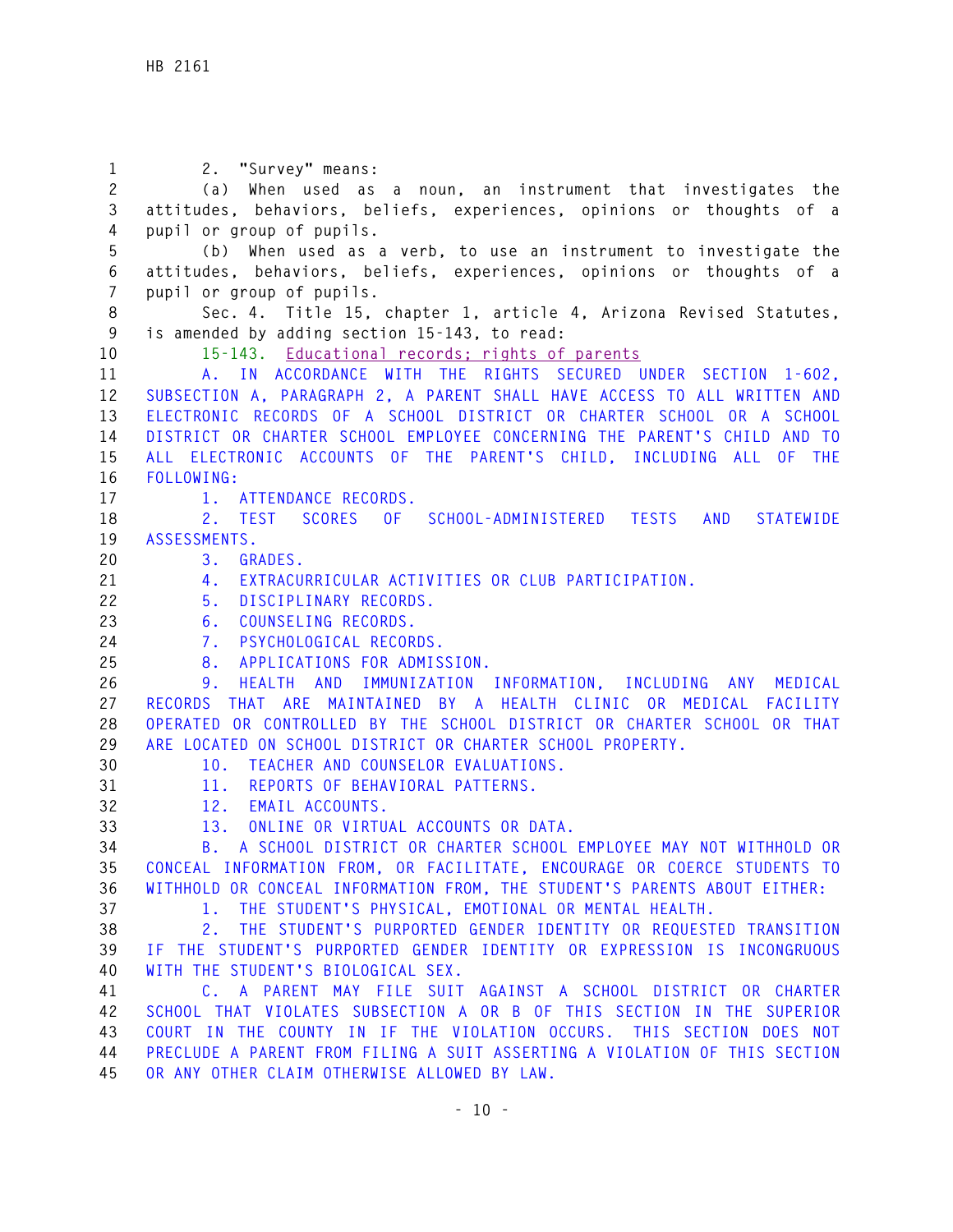2. "Survey" means:

(a) When used as a noun, an instrument that investigates the attitudes, behaviors, beliefs, experiences, opinions or thoughts of a pupil or group of pupils.

(b) When used as a verb, to use an instrument to investigate the attitudes, behaviors, beliefs, experiences, opinions or thoughts of a pupil or group of pupils.

Sec. 4. Title 15, chapter 1, article 4, Arizona Revised Statutes, is amended by adding section 15-143, to read:

15-143. Educational records; rights of parents

A. IN ACCORDANCE WITH THE RIGHTS SECURED UNDER SECTION 1-602, SUBSECTION A, PARAGRAPH 2, A PARENT SHALL HAVE ACCESS TO ALL WRITTEN AND ELECTRONIC RECORDS OF A SCHOOL DISTRICT OR CHARTER SCHOOL OR A SCHOOL DISTRICT OR CHARTER SCHOOL EMPLOYEE CONCERNING THE PARENT'S CHILD AND TO ALL ELECTRONIC ACCOUNTS OF THE PARENT'S CHILD, INCLUDING ALL OF THE FOLLOWING:

1. ATTENDANCE RECORDS.

2. TEST SCORES OF SCHOOL-ADMINISTERED TESTS AND STATEWIDE ASSESSMENTS.

3. GRADES.

4. EXTRACURRICULAR ACTIVITIES OR CLUB PARTICIPATION.

5. DISCIPLINARY RECORDS.

6. COUNSELING RECORDS.

7. PSYCHOLOGICAL RECORDS.

8. APPLICATIONS FOR ADMISSION.

9. HEALTH AND IMMUNIZATION INFORMATION, INCLUDING ANY MEDICAL RECORDS THAT ARE MAINTAINED BY A HEALTH CLINIC OR MEDICAL FACILITY OPERATED OR CONTROLLED BY THE SCHOOL DISTRICT OR CHARTER SCHOOL OR THAT ARE LOCATED ON SCHOOL DISTRICT OR CHARTER SCHOOL PROPERTY.

10. TEACHER AND COUNSELOR EVALUATIONS.

11. REPORTS OF BEHAVIORAL PATTERNS.

12. EMAIL ACCOUNTS.

13. ONLINE OR VIRTUAL ACCOUNTS OR DATA.

B. A SCHOOL DISTRICT OR CHARTER SCHOOL EMPLOYEE MAY NOT WITHHOLD OR CONCEAL INFORMATION FROM, OR FACILITATE, ENCOURAGE OR COERCE STUDENTS TO WITHHOLD OR CONCEAL INFORMATION FROM, THE STUDENT'S PARENTS ABOUT EITHER:

1. THE STUDENT'S PHYSICAL, EMOTIONAL OR MENTAL HEALTH.

2. THE STUDENT'S PURPORTED GENDER IDENTITY OR REQUESTED TRANSITION IF THE STUDENT'S PURPORTED GENDER IDENTITY OR EXPRESSION IS INCONGRUOUS WITH THE STUDENT'S BIOLOGICAL SEX.

C. A PARENT MAY FILE SUIT AGAINST A SCHOOL DISTRICT OR CHARTER SCHOOL THAT VIOLATES SUBSECTION A OR B OF THIS SECTION IN THE SUPERIOR COURT IN THE COUNTY IN IF THE VIOLATION OCCURS. THIS SECTION DOES NOT PRECLUDE A PARENT FROM FILING A SUIT ASSERTING A VIOLATION OF THIS SECTION OR ANY OTHER CLAIM OTHERWISE ALLOWED BY LAW.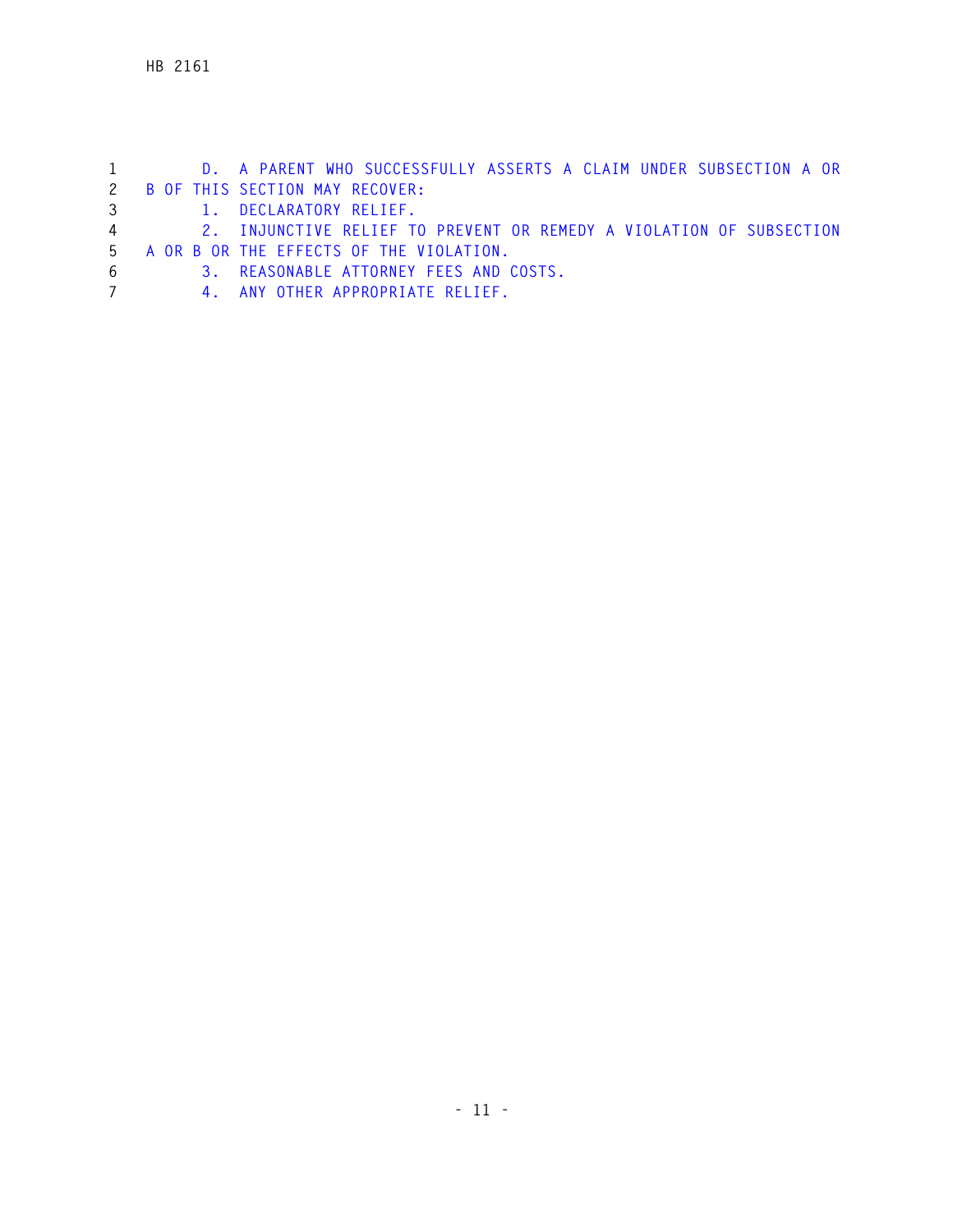D. A PARENT WHO SUCCESSFULLY ASSERTS A CLAIM UNDER SUBSECTION A OR B OF THIS SECTION MAY RECOVER:

1. DECLARATORY RELIEF.

2. INJUNCTIVE RELIEF TO PREVENT OR REMEDY A VIOLATION OF SUBSECTION A OR B OR THE EFFECTS OF THE VIOLATION.

3. REASONABLE ATTORNEY FEES AND COSTS.

4. ANY OTHER APPROPRIATE RELIEF.